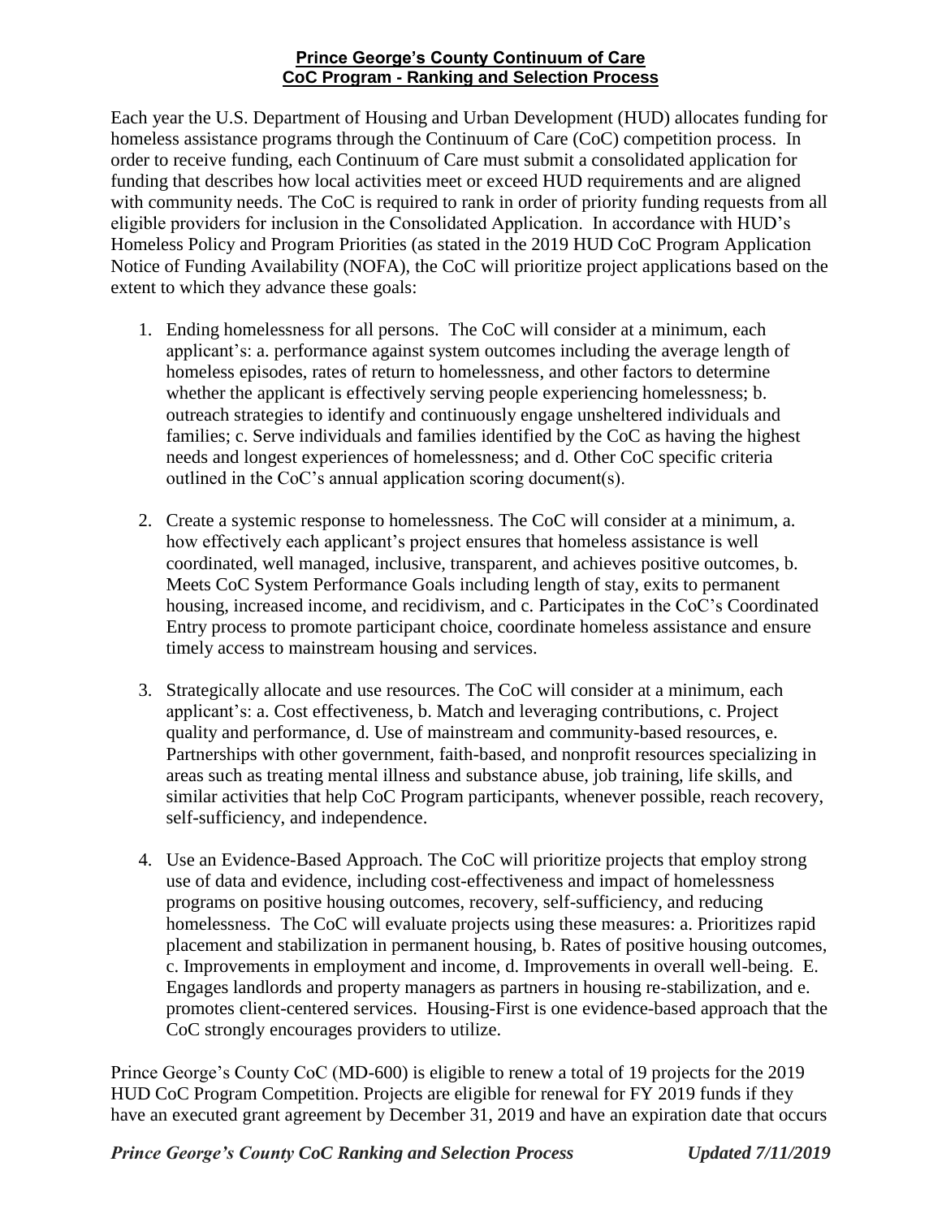**Prince George's County Continuum of Care**
**CoC Program - Ranking and Selection Process**

Each year the U.S. Department of Housing and Urban Development (HUD) allocates funding for homeless assistance programs through the Continuum of Care (CoC) competition process. In order to receive funding, each Continuum of Care must submit a consolidated application for funding that describes how local activities meet or exceed HUD requirements and are aligned with community needs. The CoC is required to rank in order of priority funding requests from all eligible providers for inclusion in the Consolidated Application. In accordance with HUD's Homeless Policy and Program Priorities (as stated in the 2019 HUD CoC Program Application Notice of Funding Availability (NOFA), the CoC will prioritize project applications based on the extent to which they advance these goals:

1. Ending homelessness for all persons. The CoC will consider at a minimum, each applicant's: a. performance against system outcomes including the average length of homeless episodes, rates of return to homelessness, and other factors to determine whether the applicant is effectively serving people experiencing homelessness; b. outreach strategies to identify and continuously engage unsheltered individuals and families; c. Serve individuals and families identified by the CoC as having the highest needs and longest experiences of homelessness; and d. Other CoC specific criteria outlined in the CoC's annual application scoring document(s).

2. Create a systemic response to homelessness. The CoC will consider at a minimum, a. how effectively each applicant's project ensures that homeless assistance is well coordinated, well managed, inclusive, transparent, and achieves positive outcomes, b. Meets CoC System Performance Goals including length of stay, exits to permanent housing, increased income, and recidivism, and c. Participates in the CoC's Coordinated Entry process to promote participant choice, coordinate homeless assistance and ensure timely access to mainstream housing and services.

3. Strategically allocate and use resources. The CoC will consider at a minimum, each applicant's: a. Cost effectiveness, b. Match and leveraging contributions, c. Project quality and performance, d. Use of mainstream and community-based resources, e. Partnerships with other government, faith-based, and nonprofit resources specializing in areas such as treating mental illness and substance abuse, job training, life skills, and similar activities that help CoC Program participants, whenever possible, reach recovery, self-sufficiency, and independence.

4. Use an Evidence-Based Approach. The CoC will prioritize projects that employ strong use of data and evidence, including cost-effectiveness and impact of homelessness programs on positive housing outcomes, recovery, self-sufficiency, and reducing homelessness. The CoC will evaluate projects using these measures: a. Prioritizes rapid placement and stabilization in permanent housing, b. Rates of positive housing outcomes, c. Improvements in employment and income, d. Improvements in overall well-being. E. Engages landlords and property managers as partners in housing re-stabilization, and e. promotes client-centered services. Housing-First is one evidence-based approach that the CoC strongly encourages providers to utilize.

Prince George's County CoC (MD-600) is eligible to renew a total of 19 projects for the 2019 HUD CoC Program Competition. Projects are eligible for renewal for FY 2019 funds if they have an executed grant agreement by December 31, 2019 and have an expiration date that occurs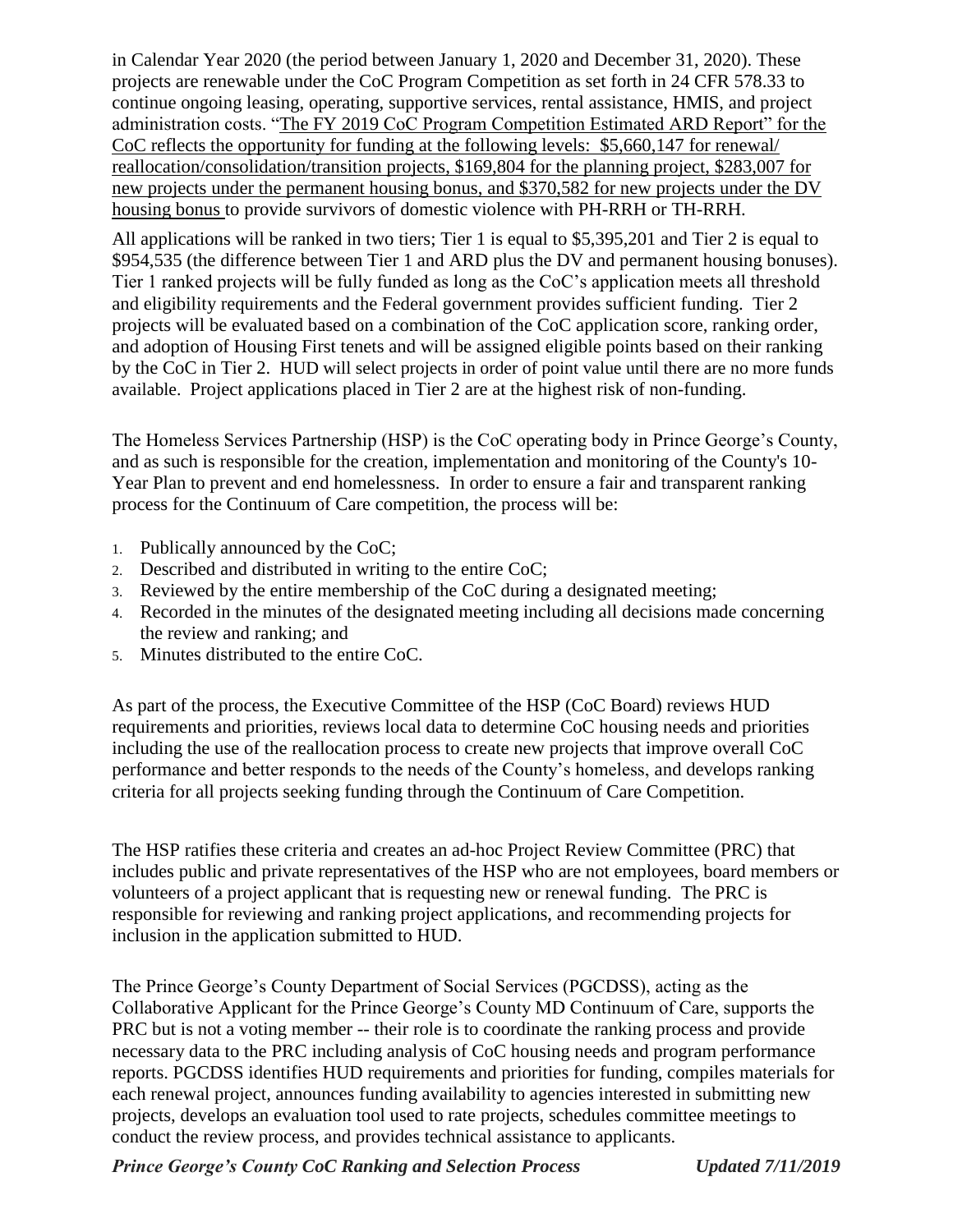in Calendar Year 2020 (the period between January 1, 2020 and December 31, 2020). These projects are renewable under the CoC Program Competition as set forth in 24 CFR 578.33 to continue ongoing leasing, operating, supportive services, rental assistance, HMIS, and project administration costs. "The FY 2019 CoC Program Competition Estimated ARD Report" for the CoC reflects the opportunity for funding at the following levels: $5,660,147 for renewal/ reallocation/consolidation/transition projects, $169,804 for the planning project, $283,007 for new projects under the permanent housing bonus, and $370,582 for new projects under the DV housing bonus to provide survivors of domestic violence with PH-RRH or TH-RRH.

All applications will be ranked in two tiers; Tier 1 is equal to $5,395,201 and Tier 2 is equal to $954,535 (the difference between Tier 1 and ARD plus the DV and permanent housing bonuses). Tier 1 ranked projects will be fully funded as long as the CoC's application meets all threshold and eligibility requirements and the Federal government provides sufficient funding. Tier 2 projects will be evaluated based on a combination of the CoC application score, ranking order, and adoption of Housing First tenets and will be assigned eligible points based on their ranking by the CoC in Tier 2. HUD will select projects in order of point value until there are no more funds available. Project applications placed in Tier 2 are at the highest risk of non-funding.

The Homeless Services Partnership (HSP) is the CoC operating body in Prince George's County, and as such is responsible for the creation, implementation and monitoring of the County's 10-Year Plan to prevent and end homelessness. In order to ensure a fair and transparent ranking process for the Continuum of Care competition, the process will be:

1. Publically announced by the CoC;
2. Described and distributed in writing to the entire CoC;
3. Reviewed by the entire membership of the CoC during a designated meeting;
4. Recorded in the minutes of the designated meeting including all decisions made concerning the review and ranking; and
5. Minutes distributed to the entire CoC.

As part of the process, the Executive Committee of the HSP (CoC Board) reviews HUD requirements and priorities, reviews local data to determine CoC housing needs and priorities including the use of the reallocation process to create new projects that improve overall CoC performance and better responds to the needs of the County's homeless, and develops ranking criteria for all projects seeking funding through the Continuum of Care Competition.

The HSP ratifies these criteria and creates an ad-hoc Project Review Committee (PRC) that includes public and private representatives of the HSP who are not employees, board members or volunteers of a project applicant that is requesting new or renewal funding. The PRC is responsible for reviewing and ranking project applications, and recommending projects for inclusion in the application submitted to HUD.

The Prince George's County Department of Social Services (PGCDSS), acting as the Collaborative Applicant for the Prince George's County MD Continuum of Care, supports the PRC but is not a voting member -- their role is to coordinate the ranking process and provide necessary data to the PRC including analysis of CoC housing needs and program performance reports. PGCDSS identifies HUD requirements and priorities for funding, compiles materials for each renewal project, announces funding availability to agencies interested in submitting new projects, develops an evaluation tool used to rate projects, schedules committee meetings to conduct the review process, and provides technical assistance to applicants.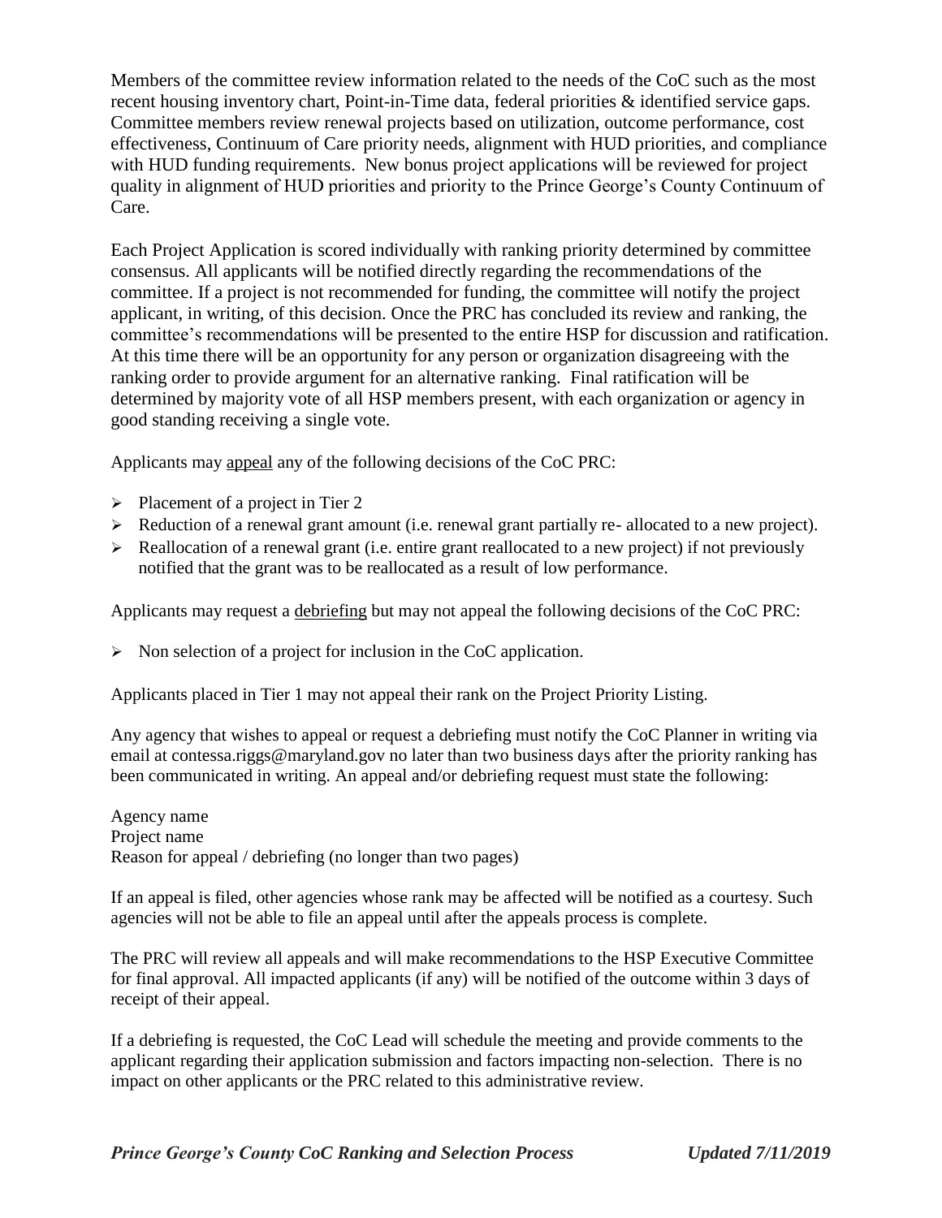Members of the committee review information related to the needs of the CoC such as the most recent housing inventory chart, Point-in-Time data, federal priorities & identified service gaps. Committee members review renewal projects based on utilization, outcome performance, cost effectiveness, Continuum of Care priority needs, alignment with HUD priorities, and compliance with HUD funding requirements. New bonus project applications will be reviewed for project quality in alignment of HUD priorities and priority to the Prince George's County Continuum of Care.

Each Project Application is scored individually with ranking priority determined by committee consensus. All applicants will be notified directly regarding the recommendations of the committee. If a project is not recommended for funding, the committee will notify the project applicant, in writing, of this decision. Once the PRC has concluded its review and ranking, the committee's recommendations will be presented to the entire HSP for discussion and ratification. At this time there will be an opportunity for any person or organization disagreeing with the ranking order to provide argument for an alternative ranking. Final ratification will be determined by majority vote of all HSP members present, with each organization or agency in good standing receiving a single vote.

Applicants may <u>appeal</u> any of the following decisions of the CoC PRC:

- Placement of a project in Tier 2
- Reduction of a renewal grant amount (i.e. renewal grant partially re- allocated to a new project).
- Reallocation of a renewal grant (i.e. entire grant reallocated to a new project) if not previously notified that the grant was to be reallocated as a result of low performance.

Applicants may request a <u>debriefing</u> but may not appeal the following decisions of the CoC PRC:

- Non selection of a project for inclusion in the CoC application.

Applicants placed in Tier 1 may not appeal their rank on the Project Priority Listing.

Any agency that wishes to appeal or request a debriefing must notify the CoC Planner in writing via email at contessa.riggs@maryland.gov no later than two business days after the priority ranking has been communicated in writing. An appeal and/or debriefing request must state the following:

Agency name
Project name
Reason for appeal / debriefing (no longer than two pages)

If an appeal is filed, other agencies whose rank may be affected will be notified as a courtesy. Such agencies will not be able to file an appeal until after the appeals process is complete.

The PRC will review all appeals and will make recommendations to the HSP Executive Committee for final approval. All impacted applicants (if any) will be notified of the outcome within 3 days of receipt of their appeal.

If a debriefing is requested, the CoC Lead will schedule the meeting and provide comments to the applicant regarding their application submission and factors impacting non-selection. There is no impact on other applicants or the PRC related to this administrative review.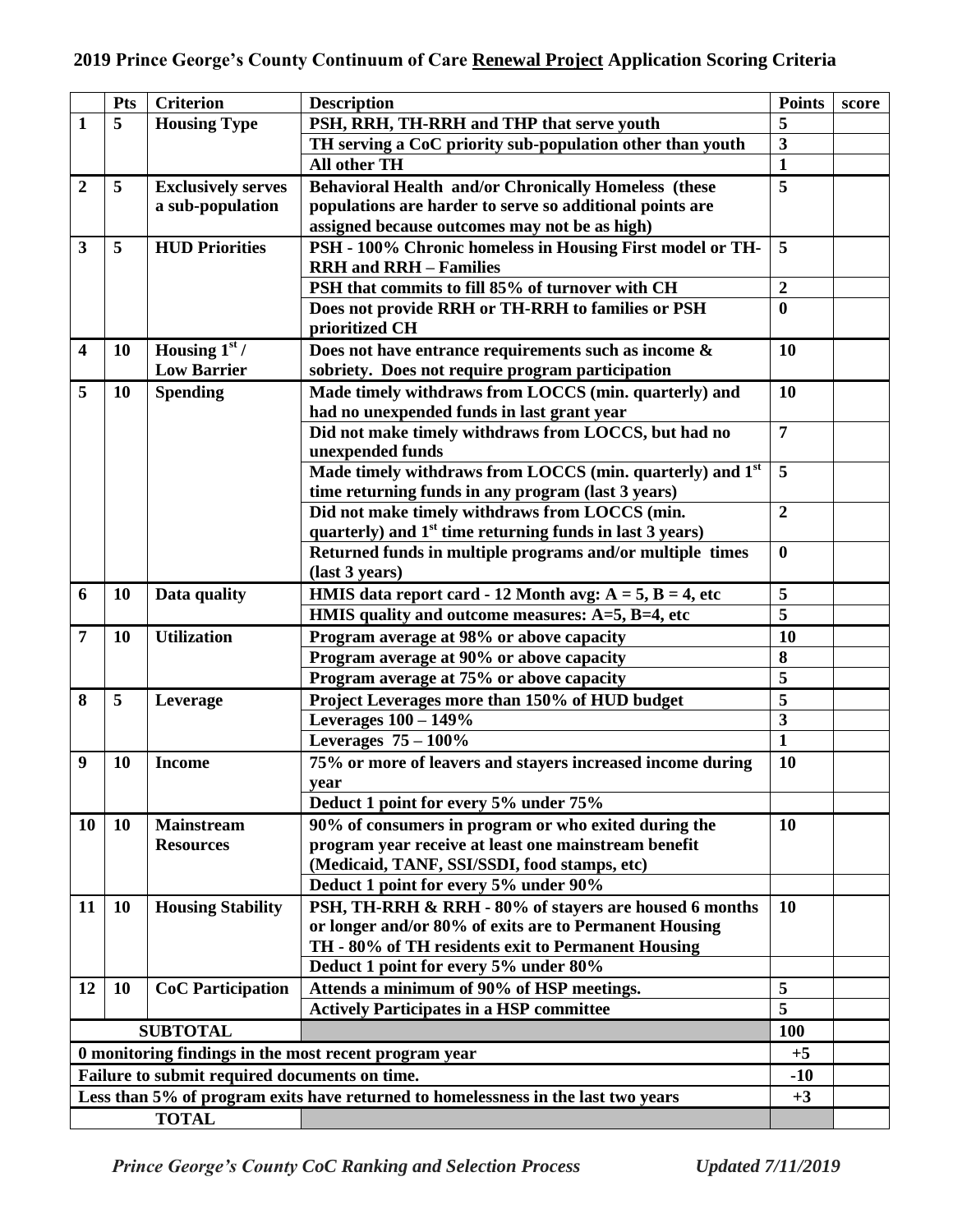## 2019 Prince George's County Continuum of Care Renewal Project Application Scoring Criteria

| | Pts | Criterion | Description | Points | score |
|---|---|---|---|---|---|
| 1 | 5 | Housing Type | PSH, RRH, TH-RRH and THP that serve youth | 5 | |
| | | | TH serving a CoC priority sub-population other than youth | 3 | |
| | | | All other TH | 1 | |
| 2 | 5 | Exclusively serves a sub-population | Behavioral Health and/or Chronically Homeless (these populations are harder to serve so additional points are assigned because outcomes may not be as high) | 5 | |
| 3 | 5 | HUD Priorities | PSH - 100% Chronic homeless in Housing First model or TH-RRH and RRH – Families | 5 | |
| | | | PSH that commits to fill 85% of turnover with CH | 2 | |
| | | | Does not provide RRH or TH-RRH to families or PSH prioritized CH | 0 | |
| 4 | 10 | Housing 1st / Low Barrier | Does not have entrance requirements such as income & sobriety. Does not require program participation | 10 | |
| 5 | 10 | Spending | Made timely withdraws from LOCCS (min. quarterly) and had no unexpended funds in last grant year | 10 | |
| | | | Did not make timely withdraws from LOCCS, but had no unexpended funds | 7 | |
| | | | Made timely withdraws from LOCCS (min. quarterly) and 1st time returning funds in any program (last 3 years) | 5 | |
| | | | Did not make timely withdraws from LOCCS (min. quarterly) and 1st time returning funds in last 3 years) | 2 | |
| | | | Returned funds in multiple programs and/or multiple times (last 3 years) | 0 | |
| 6 | 10 | Data quality | HMIS data report card - 12 Month avg: A = 5, B = 4, etc | 5 | |
| | | | HMIS quality and outcome measures: A=5, B=4, etc | 5 | |
| 7 | 10 | Utilization | Program average at 98% or above capacity | 10 | |
| | | | Program average at 90% or above capacity | 8 | |
| | | | Program average at 75% or above capacity | 5 | |
| 8 | 5 | Leverage | Project Leverages more than 150% of HUD budget | 5 | |
| | | | Leverages 100 – 149% | 3 | |
| | | | Leverages 75 – 100% | 1 | |
| 9 | 10 | Income | 75% or more of leavers and stayers increased income during year | 10 | |
| | | | Deduct 1 point for every 5% under 75% | | |
| 10 | 10 | Mainstream Resources | 90% of consumers in program or who exited during the program year receive at least one mainstream benefit (Medicaid, TANF, SSI/SSDI, food stamps, etc) | 10 | |
| | | | Deduct 1 point for every 5% under 90% | | |
| 11 | 10 | Housing Stability | PSH, TH-RRH & RRH - 80% of stayers are housed 6 months or longer and/or 80% of exits are to Permanent Housing<br>TH - 80% of TH residents exit to Permanent Housing | 10 | |
| | | | Deduct 1 point for every 5% under 80% | | |
| 12 | 10 | CoC Participation | Attends a minimum of 90% of HSP meetings. | 5 | |
| | | | Actively Participates in a HSP committee | 5 | |
| | | SUBTOTAL | | 100 | |
| 0 monitoring findings in the most recent program year | | | | +5 | |
| Failure to submit required documents on time. | | | | -10 | |
| Less than 5% of program exits have returned to homelessness in the last two years | | | | +3 | |
| | | TOTAL | | | |

*Prince George's County CoC Ranking and Selection Process* *Updated 7/11/2019*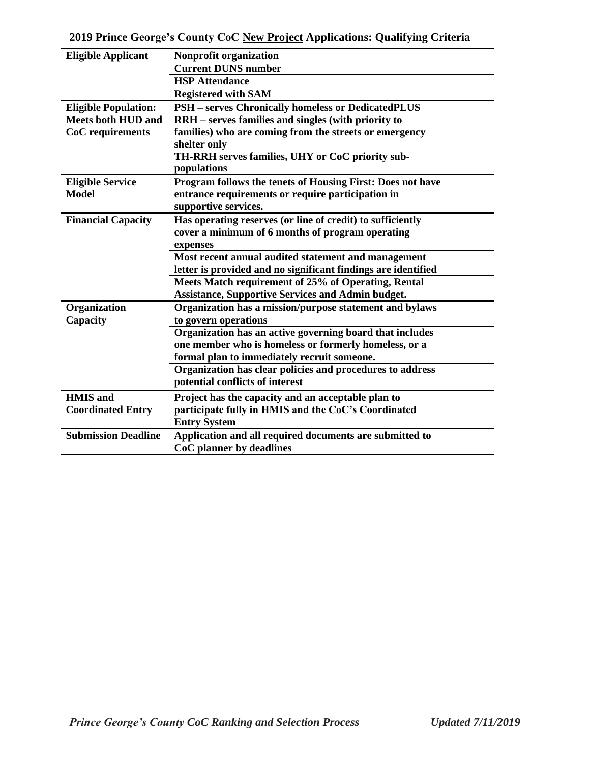## 2019 Prince George's County CoC <u>New Project</u> Applications: Qualifying Criteria

| | | |
|---|---|---|
| **Eligible Applicant** | **Nonprofit organization** | |
| | **Current DUNS number** | |
| | **HSP Attendance** | |
| | **Registered with SAM** | |
| **Eligible Population: Meets both HUD and CoC requirements** | **PSH – serves Chronically homeless or DedicatedPLUS**<br>**RRH – serves families and singles (with priority to families) who are coming from the streets or emergency shelter only**<br>**TH-RRH serves families, UHY or CoC priority sub-populations** | |
| **Eligible Service Model** | **Program follows the tenets of Housing First: Does not have entrance requirements or require participation in supportive services.** | |
| **Financial Capacity** | **Has operating reserves (or line of credit) to sufficiently cover a minimum of 6 months of program operating expenses** | |
| | **Most recent annual audited statement and management letter is provided and no significant findings are identified** | |
| | **Meets Match requirement of 25% of Operating, Rental Assistance, Supportive Services and Admin budget.** | |
| **Organization Capacity** | **Organization has a mission/purpose statement and bylaws to govern operations** | |
| | **Organization has an active governing board that includes one member who is homeless or formerly homeless, or a formal plan to immediately recruit someone.** | |
| | **Organization has clear policies and procedures to address potential conflicts of interest** | |
| **HMIS and Coordinated Entry** | **Project has the capacity and an acceptable plan to participate fully in HMIS and the CoC's Coordinated Entry System** | |
| **Submission Deadline** | **Application and all required documents are submitted to CoC planner by deadlines** | |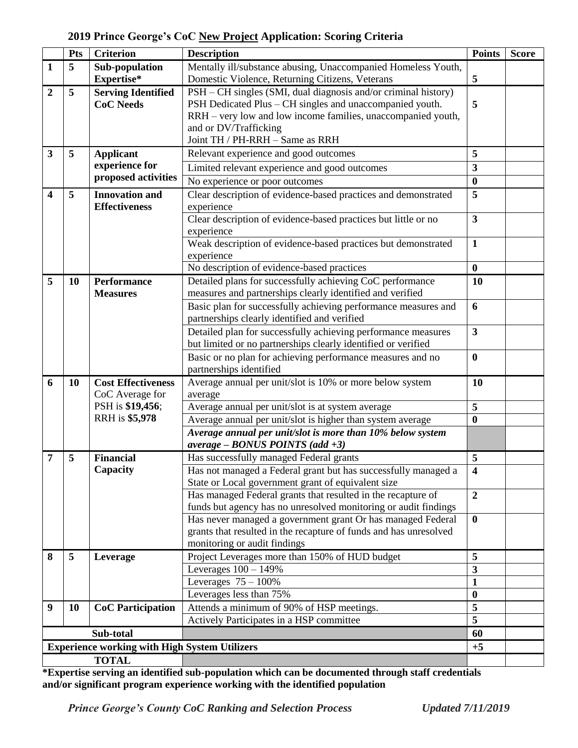## 2019 Prince George's CoC New Project Application: Scoring Criteria

| | Pts | Criterion | Description | Points | Score |
|---|---|---|---|---|---|
| **1** | **5** | **Sub-population Expertise*** | Mentally ill/substance abusing, Unaccompanied Homeless Youth, Domestic Violence, Returning Citizens, Veterans | **5** | |
| **2** | **5** | **Serving Identified CoC Needs** | PSH – CH singles (SMI, dual diagnosis and/or criminal history)<br>PSH Dedicated Plus – CH singles and unaccompanied youth.<br>RRH – very low and low income families, unaccompanied youth, and or DV/Trafficking<br>Joint TH / PH-RRH – Same as RRH | **5** | |
| **3** | **5** | **Applicant experience for proposed activities** | Relevant experience and good outcomes | **5** | |
| | | | Limited relevant experience and good outcomes | **3** | |
| | | | No experience or poor outcomes | **0** | |
| **4** | **5** | **Innovation and Effectiveness** | Clear description of evidence-based practices and demonstrated experience | **5** | |
| | | | Clear description of evidence-based practices but little or no experience | **3** | |
| | | | Weak description of evidence-based practices but demonstrated experience | **1** | |
| | | | No description of evidence-based practices | **0** | |
| **5** | **10** | **Performance Measures** | Detailed plans for successfully achieving CoC performance measures and partnerships clearly identified and verified | **10** | |
| | | | Basic plan for successfully achieving performance measures and partnerships clearly identified and verified | **6** | |
| | | | Detailed plan for successfully achieving performance measures but limited or no partnerships clearly identified or verified | **3** | |
| | | | Basic or no plan for achieving performance measures and no partnerships identified | **0** | |
| **6** | **10** | **Cost Effectiveness** CoC Average for PSH is **$19,456**; RRH is **$5,978** | Average annual per unit/slot is 10% or more below system average | **10** | |
| | | | Average annual per unit/slot is at system average | **5** | |
| | | | Average annual per unit/slot is higher than system average | **0** | |
| | | | ***Average annual per unit/slot is more than 10% below system average – BONUS POINTS (add +3)*** | | |
| **7** | **5** | **Financial Capacity** | Has successfully managed Federal grants | **5** | |
| | | | Has not managed a Federal grant but has successfully managed a State or Local government grant of equivalent size | **4** | |
| | | | Has managed Federal grants that resulted in the recapture of funds but agency has no unresolved monitoring or audit findings | **2** | |
| | | | Has never managed a government grant Or has managed Federal grants that resulted in the recapture of funds and has unresolved monitoring or audit findings | **0** | |
| **8** | **5** | **Leverage** | Project Leverages more than 150% of HUD budget | **5** | |
| | | | Leverages 100 – 149% | **3** | |
| | | | Leverages 75 – 100% | **1** | |
| | | | Leverages less than 75% | **0** | |
| **9** | **10** | **CoC Participation** | Attends a minimum of 90% of HSP meetings. | **5** | |
| | | | Actively Participates in a HSP committee | **5** | |
| **Sub-total** | | | | **60** | |
| **Experience working with High System Utilizers** | | | | **+5** | |
| **TOTAL** | | | | | |

**\*Expertise serving an identified sub-population which can be documented through staff credentials and/or significant program experience working with the identified population**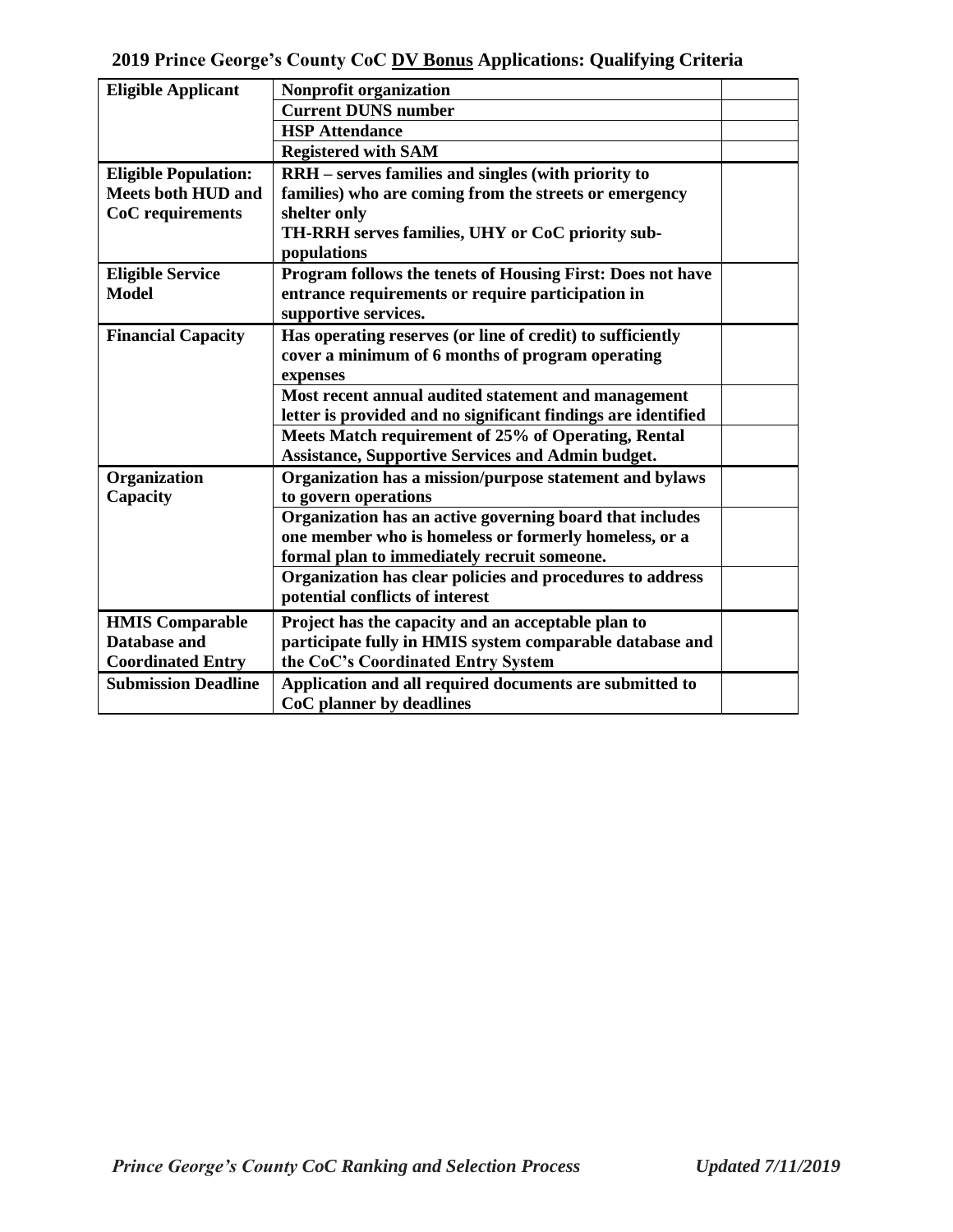## 2019 Prince George's County CoC <u>DV Bonus</u> Applications: Qualifying Criteria

| | | |
|---|---|---|
| **Eligible Applicant** | **Nonprofit organization** | |
| | **Current DUNS number** | |
| | **HSP Attendance** | |
| | **Registered with SAM** | |
| **Eligible Population: Meets both HUD and CoC requirements** | **RRH – serves families and singles (with priority to families) who are coming from the streets or emergency shelter only**<br>**TH-RRH serves families, UHY or CoC priority sub-populations** | |
| **Eligible Service Model** | **Program follows the tenets of Housing First: Does not have entrance requirements or require participation in supportive services.** | |
| **Financial Capacity** | **Has operating reserves (or line of credit) to sufficiently cover a minimum of 6 months of program operating expenses** | |
| | **Most recent annual audited statement and management letter is provided and no significant findings are identified** | |
| | **Meets Match requirement of 25% of Operating, Rental Assistance, Supportive Services and Admin budget.** | |
| **Organization Capacity** | **Organization has a mission/purpose statement and bylaws to govern operations** | |
| | **Organization has an active governing board that includes one member who is homeless or formerly homeless, or a formal plan to immediately recruit someone.** | |
| | **Organization has clear policies and procedures to address potential conflicts of interest** | |
| **HMIS Comparable Database and Coordinated Entry** | **Project has the capacity and an acceptable plan to participate fully in HMIS system comparable database and the CoC's Coordinated Entry System** | |
| **Submission Deadline** | **Application and all required documents are submitted to CoC planner by deadlines** | |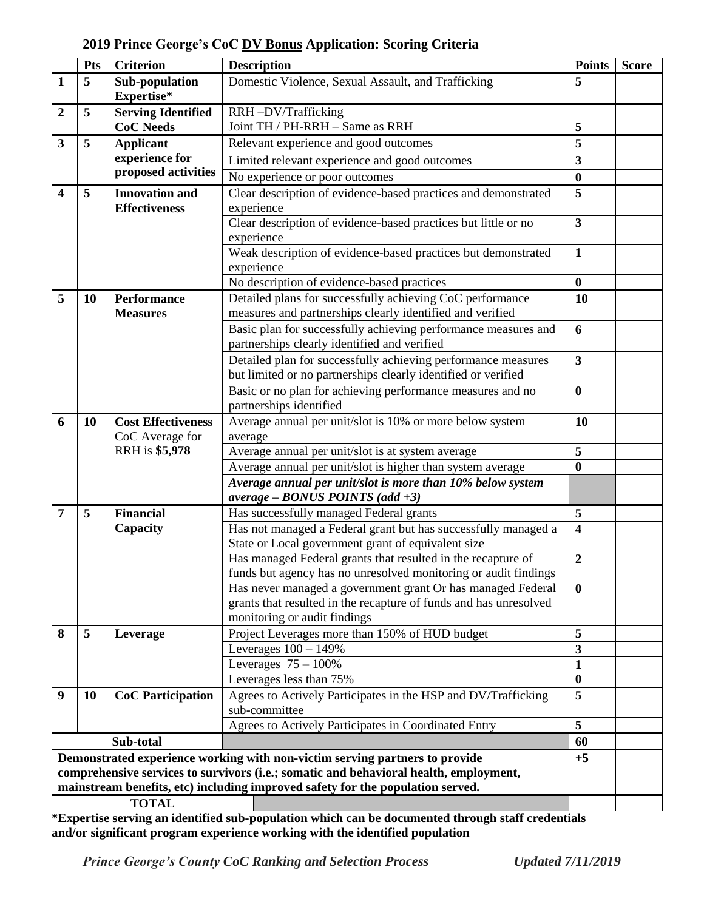## 2019 Prince George's CoC DV Bonus Application: Scoring Criteria

| | Pts | Criterion | Description | Points | Score |
|---|---|---|---|---|---|
| **1** | **5** | **Sub-population Expertise*** | Domestic Violence, Sexual Assault, and Trafficking | **5** | |
| **2** | **5** | **Serving Identified CoC Needs** | RRH –DV/Trafficking<br>Joint TH / PH-RRH – Same as RRH | **5** | |
| **3** | **5** | **Applicant experience for proposed activities** | Relevant experience and good outcomes | **5** | |
| | | | Limited relevant experience and good outcomes | **3** | |
| | | | No experience or poor outcomes | **0** | |
| **4** | **5** | **Innovation and Effectiveness** | Clear description of evidence-based practices and demonstrated experience | **5** | |
| | | | Clear description of evidence-based practices but little or no experience | **3** | |
| | | | Weak description of evidence-based practices but demonstrated experience | **1** | |
| | | | No description of evidence-based practices | **0** | |
| **5** | **10** | **Performance Measures** | Detailed plans for successfully achieving CoC performance measures and partnerships clearly identified and verified | **10** | |
| | | | Basic plan for successfully achieving performance measures and partnerships clearly identified and verified | **6** | |
| | | | Detailed plan for successfully achieving performance measures but limited or no partnerships clearly identified or verified | **3** | |
| | | | Basic or no plan for achieving performance measures and no partnerships identified | **0** | |
| **6** | **10** | **Cost Effectiveness** CoC Average for RRH is **$5,978** | Average annual per unit/slot is 10% or more below system average | **10** | |
| | | | Average annual per unit/slot is at system average | **5** | |
| | | | Average annual per unit/slot is higher than system average | **0** | |
| | | | ***Average annual per unit/slot is more than 10% below system average – BONUS POINTS (add +3)*** | | |
| **7** | **5** | **Financial Capacity** | Has successfully managed Federal grants | **5** | |
| | | | Has not managed a Federal grant but has successfully managed a State or Local government grant of equivalent size | **4** | |
| | | | Has managed Federal grants that resulted in the recapture of funds but agency has no unresolved monitoring or audit findings | **2** | |
| | | | Has never managed a government grant Or has managed Federal grants that resulted in the recapture of funds and has unresolved monitoring or audit findings | **0** | |
| **8** | **5** | **Leverage** | Project Leverages more than 150% of HUD budget | **5** | |
| | | | Leverages 100 – 149% | **3** | |
| | | | Leverages 75 – 100% | **1** | |
| | | | Leverages less than 75% | **0** | |
| **9** | **10** | **CoC Participation** | Agrees to Actively Participates in the HSP and DV/Trafficking sub-committee | **5** | |
| | | | Agrees to Actively Participates in Coordinated Entry | **5** | |
| | | **Sub-total** | | **60** | |
| **Demonstrated experience working with non-victim serving partners to provide comprehensive services to survivors (i.e.; somatic and behavioral health, employment, mainstream benefits, etc) including improved safety for the population served.** | | | | **+5** | |
| | | **TOTAL** | | | |

**\*Expertise serving an identified sub-population which can be documented through staff credentials and/or significant program experience working with the identified population**